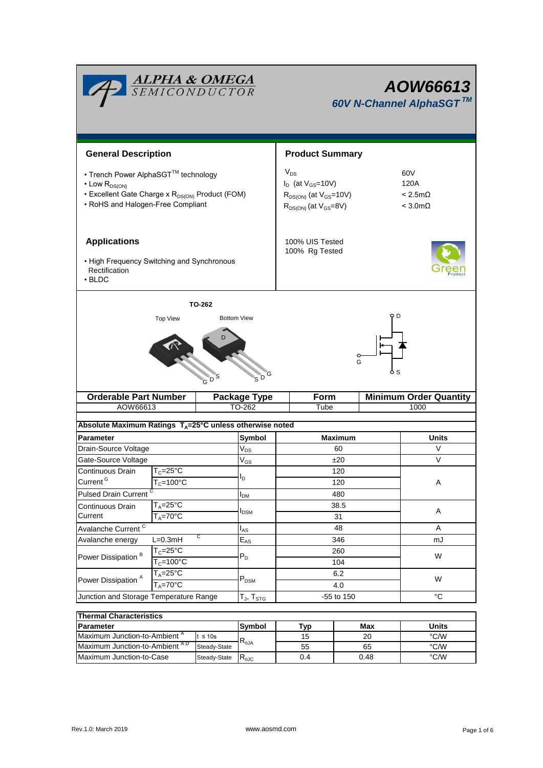# AOW66613

## 60V N-Channel AlphaSGT™

### General Description

- Trench Power AlphaSGT™ technology
- Low $R_{DS(ON)}$
- Excellent Gate Charge x $R_{DS(ON)}$ Product (FOM)
- RoHS and Halogen-Free Compliant

### Product Summary

| | |
|---|---|
| $V_{DS}$ | 60V |
| $I_D$ (at $V_{GS}$=10V) | 120A |
| $R_{DS(ON)}$ (at $V_{GS}$=10V) | < 2.5mΩ |
| $R_{DS(ON)}$ (at $V_{GS}$=8V) | < 3.0mΩ |

100% UIS Tested
100% Rg Tested

### Applications

- High Frequency Switching and Synchronous Rectification
- BLDC

TO-262

Top View　Bottom View

| Orderable Part Number | Package Type | Form | Minimum Order Quantity |
|---|---|---|---|
| AOW66613 | TO-262 | Tube | 1000 |

**Absolute Maximum Ratings $T_A$=25°C unless otherwise noted**

| Parameter | | Symbol | Maximum | Units |
|---|---|---|---|---|
| Drain-Source Voltage | | $V_{DS}$ | 60 | V |
| Gate-Source Voltage | | $V_{GS}$ | ±20 | V |
| Continuous Drain Current [G] | $T_C$=25°C | $I_D$ | 120 | A |
| | $T_C$=100°C | | 120 | |
| Pulsed Drain Current [C] | | $I_{DM}$ | 480 | |
| Continuous Drain Current | $T_A$=25°C | $I_{DSM}$ | 38.5 | A |
| | $T_A$=70°C | | 31 | |
| Avalanche Current [C] | | $I_{AS}$ | 48 | A |
| Avalanche energy | L=0.3mH [C] | $E_{AS}$ | 346 | mJ |
| Power Dissipation [B] | $T_C$=25°C | $P_D$ | 260 | W |
| | $T_C$=100°C | | 104 | |
| Power Dissipation [A] | $T_A$=25°C | $P_{DSM}$ | 6.2 | W |
| | $T_A$=70°C | | 4.0 | |
| Junction and Storage Temperature Range | | $T_J$, $T_{STG}$ | -55 to 150 | °C |

**Thermal Characteristics**

| Parameter | | Symbol | Typ | Max | Units |
|---|---|---|---|---|---|
| Maximum Junction-to-Ambient [A] | t ≤ 10s | $R_{\theta JA}$ | 15 | 20 | °C/W |
| Maximum Junction-to-Ambient [A D] | Steady-State | | 55 | 65 | °C/W |
| Maximum Junction-to-Case | Steady-State | $R_{\theta JC}$ | 0.4 | 0.48 | °C/W |

Rev.1.0: March 2019　www.aosmd.com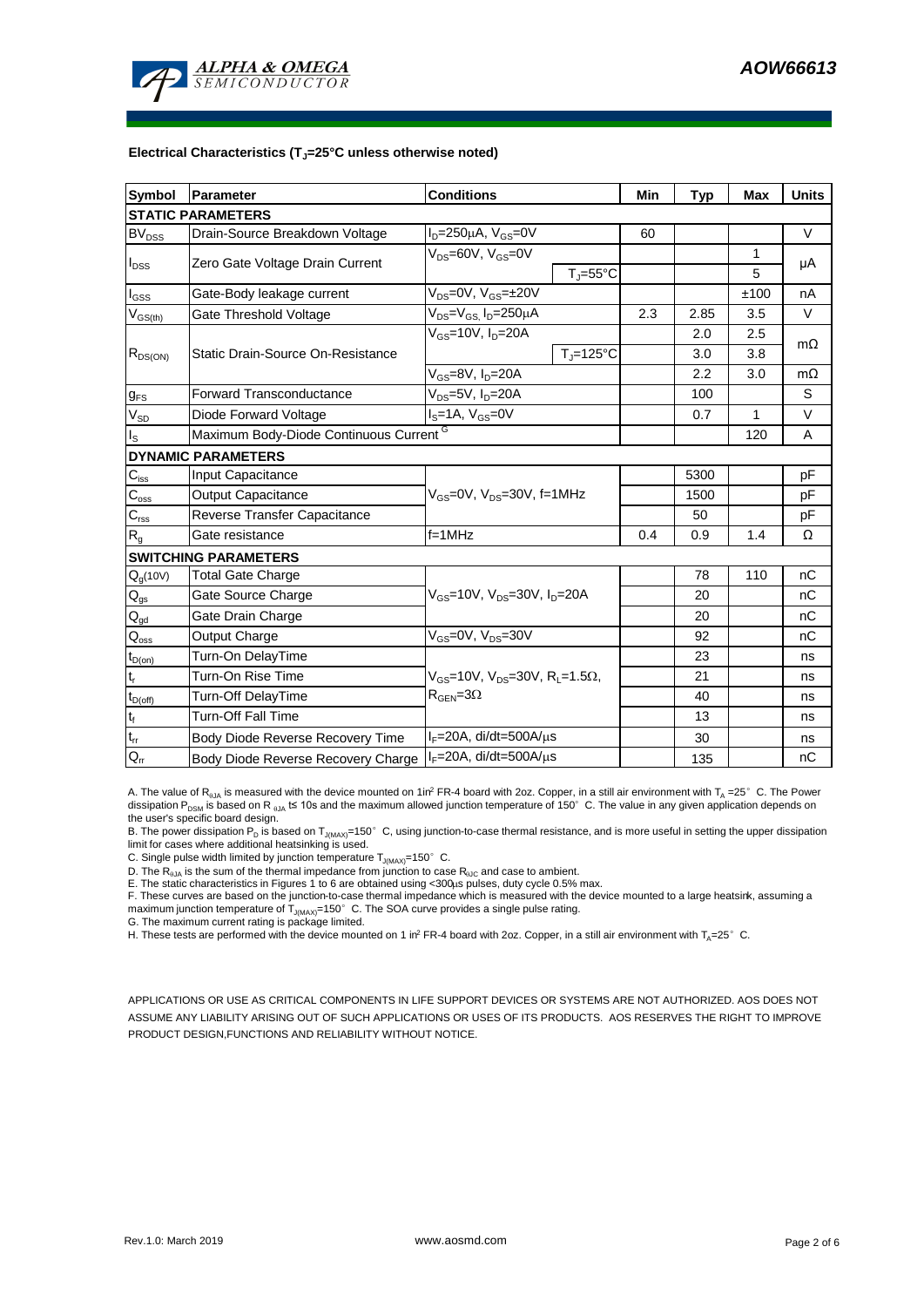**Electrical Characteristics ($T_J$=25°C unless otherwise noted)**

| Symbol | Parameter | Conditions | | Min | Typ | Max | Units |
|---|---|---|---|---|---|---|---|
| **STATIC PARAMETERS** | | | | | | | |
| $BV_{DSS}$ | Drain-Source Breakdown Voltage | $I_D$=250µA, $V_{GS}$=0V | | 60 | | | V |
| $I_{DSS}$ | Zero Gate Voltage Drain Current | $V_{DS}$=60V, $V_{GS}$=0V | | | | 1 | µA |
| | | | $T_J$=55°C | | | 5 | |
| $I_{GSS}$ | Gate-Body leakage current | $V_{DS}$=0V, $V_{GS}$=±20V | | | | ±100 | nA |
| $V_{GS(th)}$ | Gate Threshold Voltage | $V_{DS}$=$V_{GS}$, $I_D$=250µA | | 2.3 | 2.85 | 3.5 | V |
| $R_{DS(ON)}$ | Static Drain-Source On-Resistance | $V_{GS}$=10V, $I_D$=20A | | | 2.0 | 2.5 | mΩ |
| | | | $T_J$=125°C | | 3.0 | 3.8 | |
| | | $V_{GS}$=8V, $I_D$=20A | | | 2.2 | 3.0 | mΩ |
| $g_{FS}$ | Forward Transconductance | $V_{DS}$=5V, $I_D$=20A | | | 100 | | S |
| $V_{SD}$ | Diode Forward Voltage | $I_S$=1A, $V_{GS}$=0V | | | 0.7 | 1 | V |
| $I_S$ | Maximum Body-Diode Continuous Current [G] | | | | | 120 | A |
| **DYNAMIC PARAMETERS** | | | | | | | |
| $C_{iss}$ | Input Capacitance | $V_{GS}$=0V, $V_{DS}$=30V, f=1MHz | | | 5300 | | pF |
| $C_{oss}$ | Output Capacitance | | | | 1500 | | pF |
| $C_{rss}$ | Reverse Transfer Capacitance | | | | 50 | | pF |
| $R_g$ | Gate resistance | f=1MHz | | 0.4 | 0.9 | 1.4 | Ω |
| **SWITCHING PARAMETERS** | | | | | | | |
| $Q_g$(10V) | Total Gate Charge | $V_{GS}$=10V, $V_{DS}$=30V, $I_D$=20A | | | 78 | 110 | nC |
| $Q_{gs}$ | Gate Source Charge | | | | 20 | | nC |
| $Q_{gd}$ | Gate Drain Charge | | | | 20 | | nC |
| $Q_{oss}$ | Output Charge | $V_{GS}$=0V, $V_{DS}$=30V | | | 92 | | nC |
| $t_{D(on)}$ | Turn-On DelayTime | $V_{GS}$=10V, $V_{DS}$=30V, $R_L$=1.5Ω, $R_{GEN}$=3Ω | | | 23 | | ns |
| $t_r$ | Turn-On Rise Time | | | | 21 | | ns |
| $t_{D(off)}$ | Turn-Off DelayTime | | | | 40 | | ns |
| $t_f$ | Turn-Off Fall Time | | | | 13 | | ns |
| $t_{rr}$ | Body Diode Reverse Recovery Time | $I_F$=20A, di/dt=500A/µs | | | 30 | | ns |
| $Q_{rr}$ | Body Diode Reverse Recovery Charge | $I_F$=20A, di/dt=500A/µs | | | 135 | | nC |

A. The value of $R_{\theta JA}$ is measured with the device mounted on 1in² FR-4 board with 2oz. Copper, in a still air environment with $T_A$ =25° C. The Power dissipation $P_{DSM}$ is based on $R_{\theta JA}$ t≤ 10s and the maximum allowed junction temperature of 150° C. The value in any given application depends on the user's specific board design.

B. The power dissipation $P_D$ is based on $T_{J(MAX)}$=150° C, using junction-to-case thermal resistance, and is more useful in setting the upper dissipation limit for cases where additional heatsinking is used.

C. Single pulse width limited by junction temperature $T_{J(MAX)}$=150° C.

D. The $R_{\theta JA}$ is the sum of the thermal impedance from junction to case $R_{\theta JC}$ and case to ambient.

E. The static characteristics in Figures 1 to 6 are obtained using <300µs pulses, duty cycle 0.5% max.

F. These curves are based on the junction-to-case thermal impedance which is measured with the device mounted to a large heatsink, assuming a maximum junction temperature of $T_{J(MAX)}$=150° C. The SOA curve provides a single pulse rating.

G. The maximum current rating is package limited.

H. These tests are performed with the device mounted on 1 in² FR-4 board with 2oz. Copper, in a still air environment with $T_A$=25° C.

APPLICATIONS OR USE AS CRITICAL COMPONENTS IN LIFE SUPPORT DEVICES OR SYSTEMS ARE NOT AUTHORIZED. AOS DOES NOT ASSUME ANY LIABILITY ARISING OUT OF SUCH APPLICATIONS OR USES OF ITS PRODUCTS. AOS RESERVES THE RIGHT TO IMPROVE PRODUCT DESIGN,FUNCTIONS AND RELIABILITY WITHOUT NOTICE.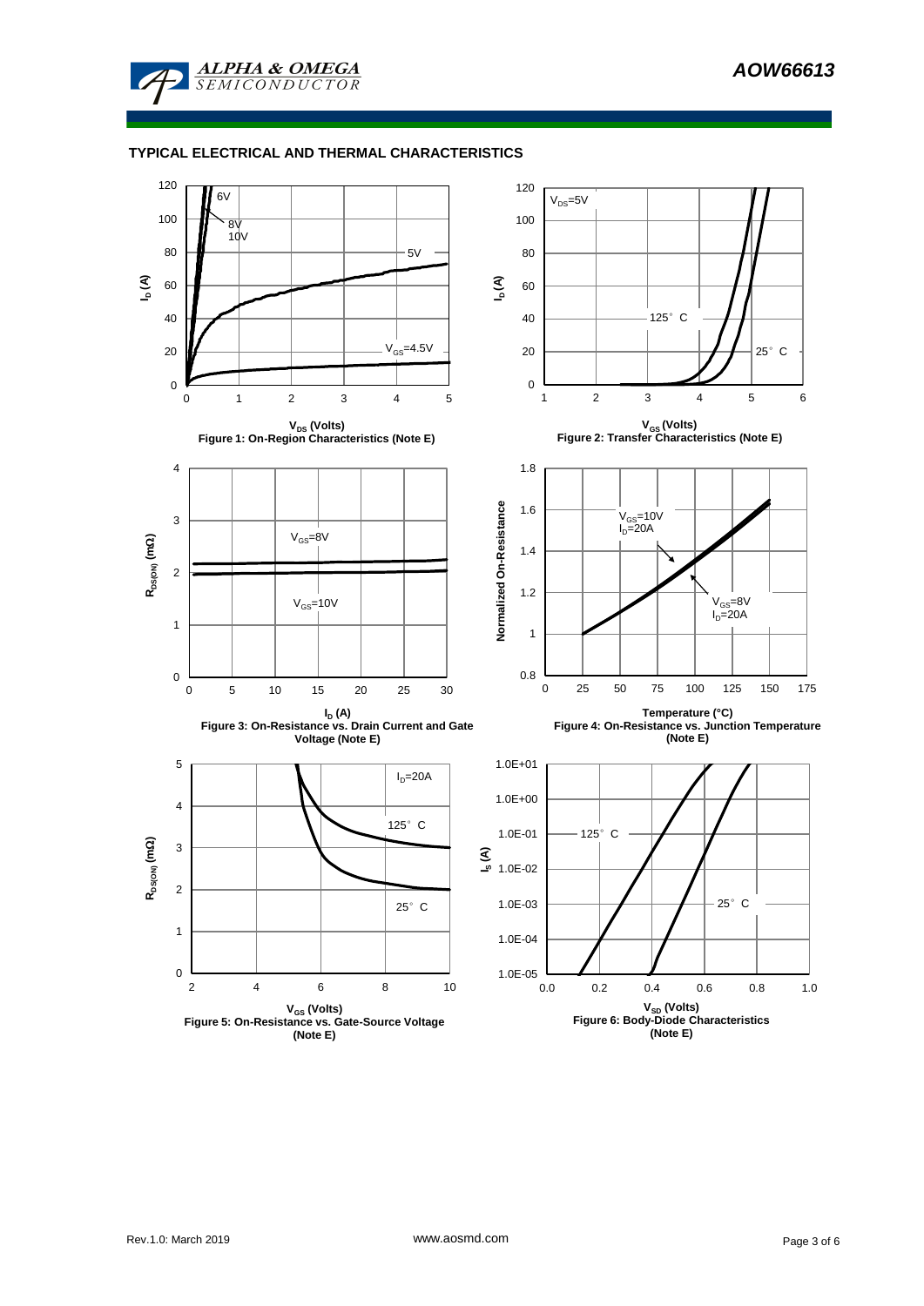## TYPICAL ELECTRICAL AND THERMAL CHARACTERISTICS

$I_D$ (A) vs. $V_{DS}$ (Volts): curves for $V_{GS}$ = 4.5V, 5V, 6V, 8V, 10V

Figure 1: On-Region Characteristics (Note E)

$I_D$ (A) vs. $V_{GS}$ (Volts): $V_{DS}$=5V; curves for 125°C and 25°C

Figure 2: Transfer Characteristics (Note E)

$R_{DS(ON)}$ (mΩ) vs. $I_D$ (A): curves for $V_{GS}$=8V and $V_{GS}$=10V

Figure 3: On-Resistance vs. Drain Current and Gate Voltage (Note E)

Normalized On-Resistance vs. Temperature (°C): $V_{GS}$=10V, $I_D$=20A; $V_{GS}$=8V, $I_D$=20A

Figure 4: On-Resistance vs. Junction Temperature (Note E)

$R_{DS(ON)}$ (mΩ) vs. $V_{GS}$ (Volts): $I_D$=20A; curves for 125°C and 25°C

Figure 5: On-Resistance vs. Gate-Source Voltage (Note E)

$I_S$ (A) vs. $V_{SD}$ (Volts): curves for 125°C and 25°C

Figure 6: Body-Diode Characteristics (Note E)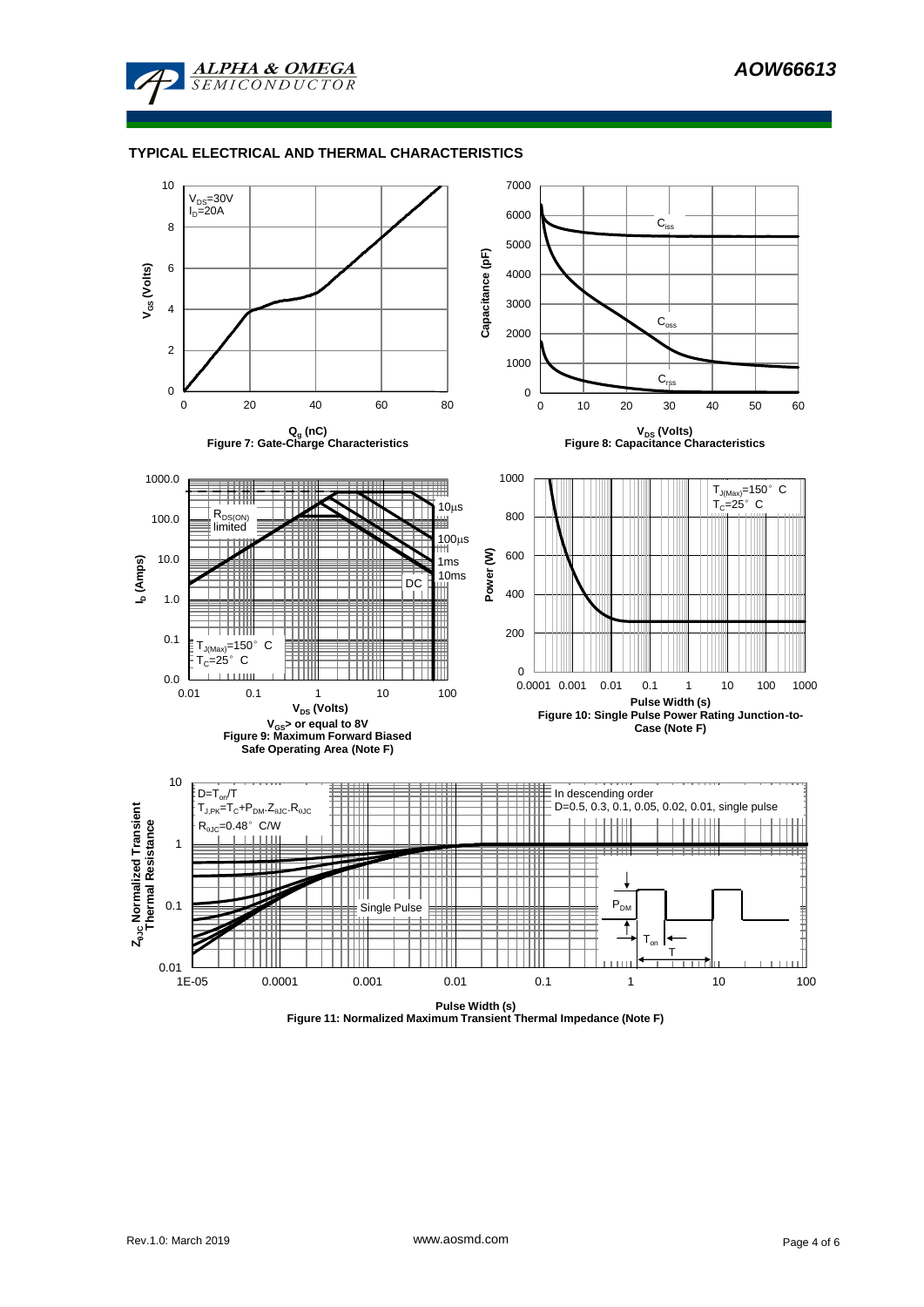## TYPICAL ELECTRICAL AND THERMAL CHARACTERISTICS

$V_{DS}$=30V
$I_D$=20A

$V_{GS}$ (Volts)

$Q_g$ (nC)

Figure 7: Gate-Charge Characteristics

$C_{iss}$

$C_{oss}$

$C_{rss}$

Capacitance (pF)

$V_{DS}$ (Volts)

Figure 8: Capacitance Characteristics

$R_{DS(ON)}$ limited

10µs

100µs

1ms

10ms

DC

$T_{J(Max)}$=150° C
$T_C$=25° C

$I_D$ (Amps)

$V_{DS}$ (Volts)

$V_{GS}$> or equal to 8V

Figure 9: Maximum Forward Biased Safe Operating Area (Note F)

$T_{J(Max)}$=150° C
$T_C$=25° C

Power (W)

Pulse Width (s)

Figure 10: Single Pulse Power Rating Junction-to-Case (Note F)

$D=T_{on}/T$
$T_{J,PK}=T_C+P_{DM}.Z_{\theta JC}.R_{\theta JC}$
$R_{\theta JC}$=0.48° C/W

In descending order
D=0.5, 0.3, 0.1, 0.05, 0.02, 0.01, single pulse

Single Pulse

$P_{DM}$

$T_{on}$

T

$Z_{\theta JC}$ Normalized Transient Thermal Resistance

Pulse Width (s)

Figure 11: Normalized Maximum Transient Thermal Impedance (Note F)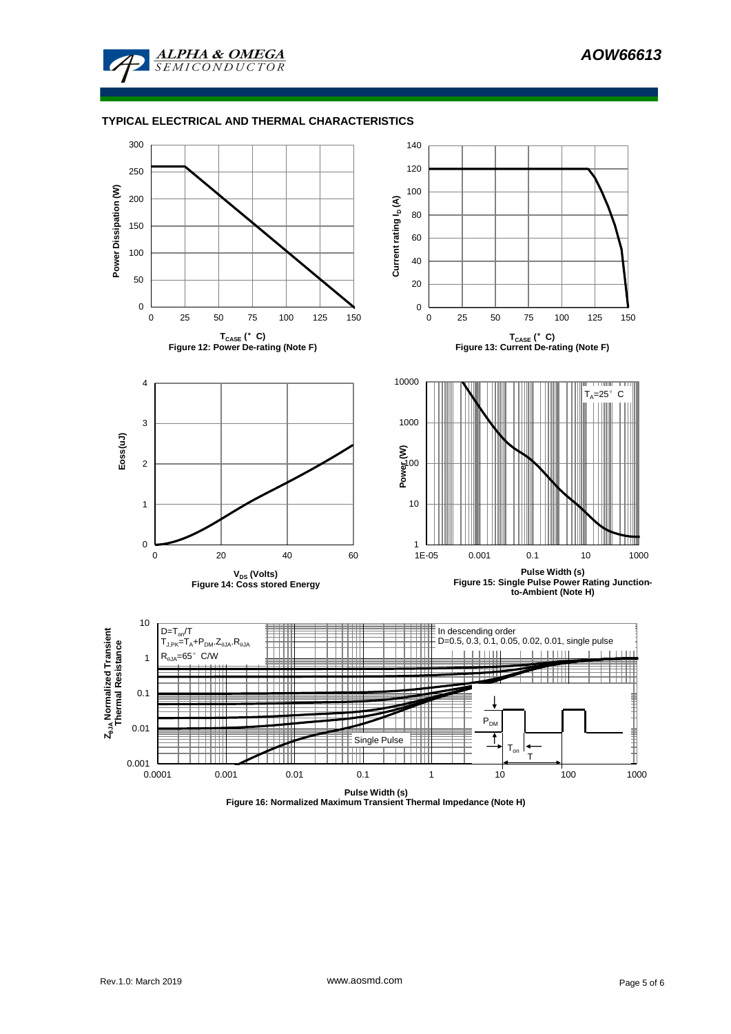## TYPICAL ELECTRICAL AND THERMAL CHARACTERISTICS

Figure 12: Power De-rating (Note F)

Figure 13: Current De-rating (Note F)

Figure 14: Coss stored Energy

Figure 15: Single Pulse Power Rating Junction-to-Ambient (Note H)

Figure 16: Normalized Maximum Transient Thermal Impedance (Note H)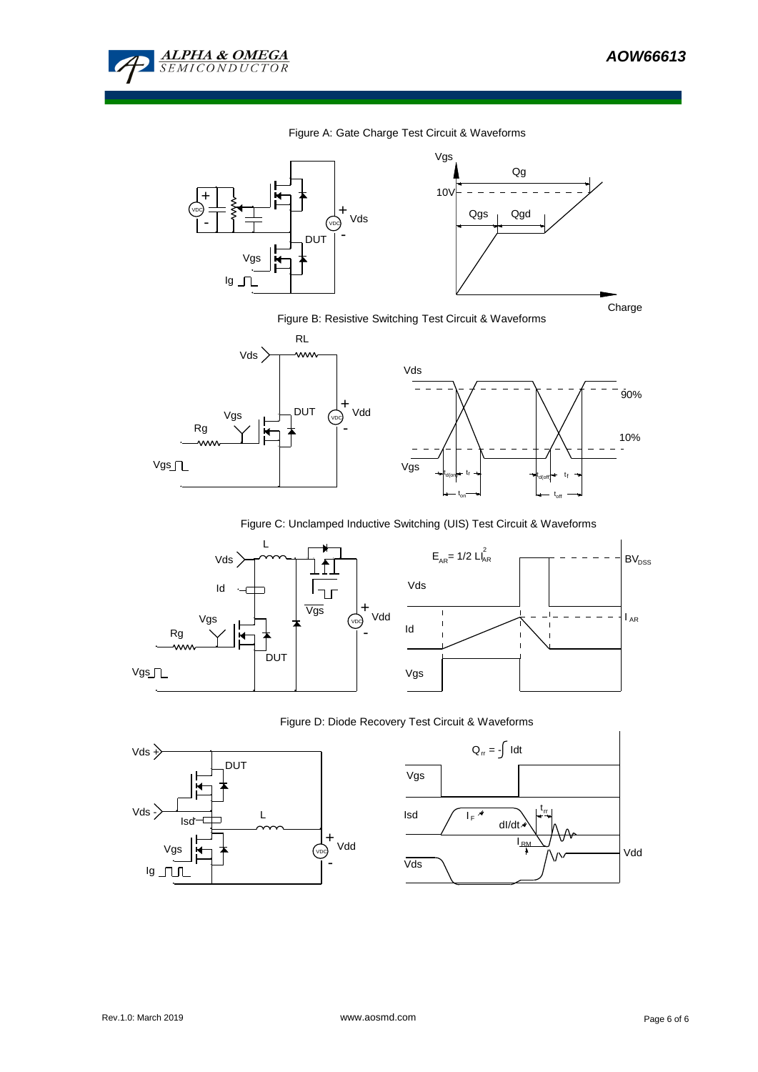Figure A: Gate Charge Test Circuit & Waveforms

+
VDC
-
Vds
+
VDC
-
DUT
Vgs
Ig

Vgs
Qg
10V
Qgs
Qgd
Charge

Figure B: Resistive Switching Test Circuit & Waveforms

RL
Vds
Vgs
DUT
+
VDC
Vdd
-
Rg
Vgs

Vds
90%
10%
Vgs
$t_{d(on)}$
$t_r$
$t_{on}$
$t_{d(off)}$
$t_f$
$t_{off}$

Figure C: Unclamped Inductive Switching (UIS) Test Circuit & Waveforms

L
Vds
Id
Vgs
Rg
Vgs
DUT
Vgs
+
VDC
Vdd
-

$E_{AR} = 1/2\ LI_{AR}^2$
$BV_{DSS}$
Vds
Id
$I_{AR}$
Vgs

Figure D: Diode Recovery Test Circuit & Waveforms

Vds +
DUT
Vds -
Isd
L
Vgs
Ig
+
VDC
Vdd
-

$Q_{rr} = -\int Idt$
Vgs
Isd
$I_F$
dI/dt
$t_{rr}$
$I_{RM}$
Vds
Vdd